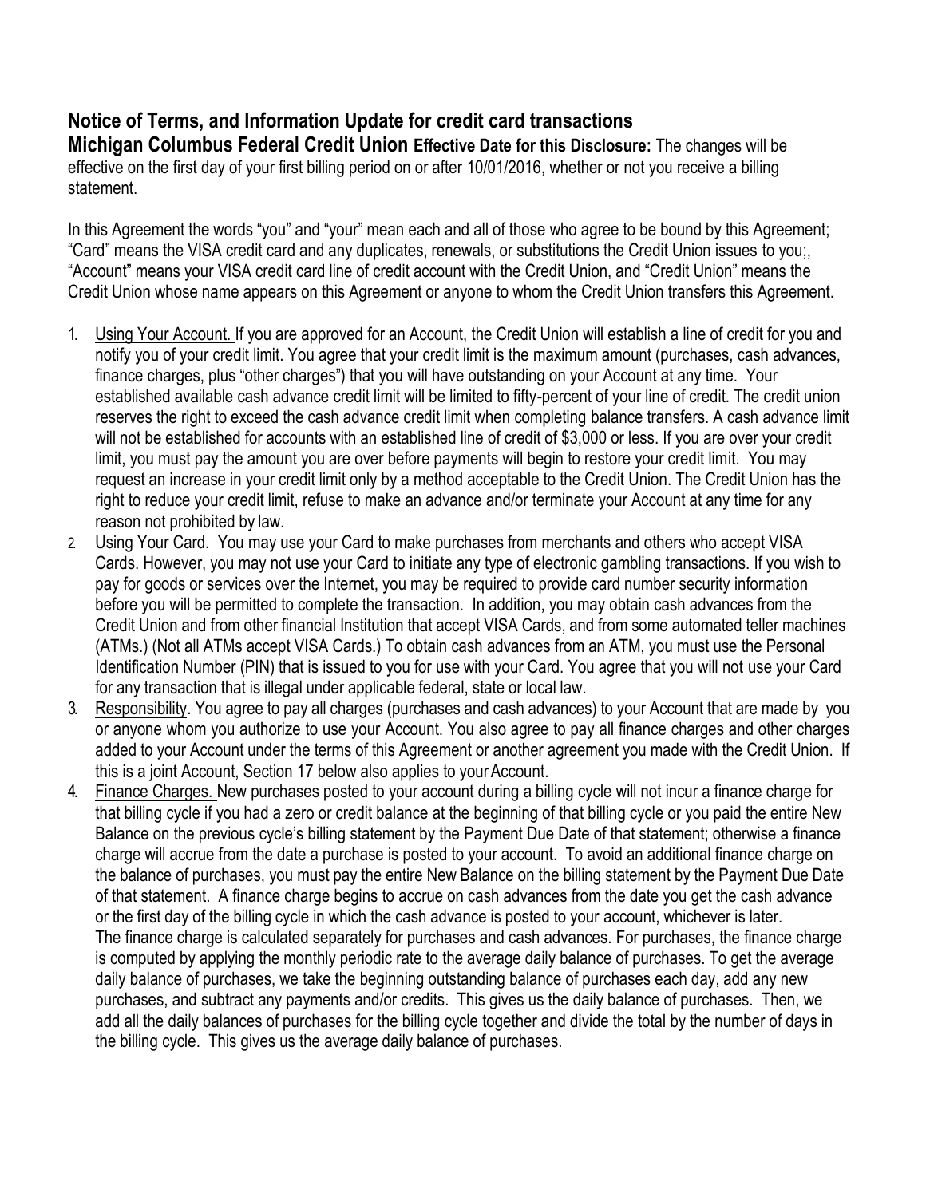## Notice of Terms, and Information Update for credit card transactions

**Michigan Columbus Federal Credit Union Effective Date for this Disclosure:** The changes will be effective on the first day of your first billing period on or after 10/01/2016, whether or not you receive a billing statement.

In this Agreement the words "you" and "your" mean each and all of those who agree to be bound by this Agreement; "Card" means the VISA credit card and any duplicates, renewals, or substitutions the Credit Union issues to you;, "Account" means your VISA credit card line of credit account with the Credit Union, and "Credit Union" means the Credit Union whose name appears on this Agreement or anyone to whom the Credit Union transfers this Agreement.

1. Using Your Account. If you are approved for an Account, the Credit Union will establish a line of credit for you and notify you of your credit limit. You agree that your credit limit is the maximum amount (purchases, cash advances, finance charges, plus "other charges") that you will have outstanding on your Account at any time. Your established available cash advance credit limit will be limited to fifty-percent of your line of credit. The credit union reserves the right to exceed the cash advance credit limit when completing balance transfers. A cash advance limit will not be established for accounts with an established line of credit of $3,000 or less. If you are over your credit limit, you must pay the amount you are over before payments will begin to restore your credit limit. You may request an increase in your credit limit only by a method acceptable to the Credit Union. The Credit Union has the right to reduce your credit limit, refuse to make an advance and/or terminate your Account at any time for any reason not prohibited by law.
2. Using Your Card. You may use your Card to make purchases from merchants and others who accept VISA Cards. However, you may not use your Card to initiate any type of electronic gambling transactions. If you wish to pay for goods or services over the Internet, you may be required to provide card number security information before you will be permitted to complete the transaction. In addition, you may obtain cash advances from the Credit Union and from other financial Institution that accept VISA Cards, and from some automated teller machines (ATMs.) (Not all ATMs accept VISA Cards.) To obtain cash advances from an ATM, you must use the Personal Identification Number (PIN) that is issued to you for use with your Card. You agree that you will not use your Card for any transaction that is illegal under applicable federal, state or local law.
3. Responsibility. You agree to pay all charges (purchases and cash advances) to your Account that are made by you or anyone whom you authorize to use your Account. You also agree to pay all finance charges and other charges added to your Account under the terms of this Agreement or another agreement you made with the Credit Union. If this is a joint Account, Section 17 below also applies to your Account.
4. Finance Charges. New purchases posted to your account during a billing cycle will not incur a finance charge for that billing cycle if you had a zero or credit balance at the beginning of that billing cycle or you paid the entire New Balance on the previous cycle's billing statement by the Payment Due Date of that statement; otherwise a finance charge will accrue from the date a purchase is posted to your account. To avoid an additional finance charge on the balance of purchases, you must pay the entire New Balance on the billing statement by the Payment Due Date of that statement. A finance charge begins to accrue on cash advances from the date you get the cash advance or the first day of the billing cycle in which the cash advance is posted to your account, whichever is later.
   The finance charge is calculated separately for purchases and cash advances. For purchases, the finance charge is computed by applying the monthly periodic rate to the average daily balance of purchases. To get the average daily balance of purchases, we take the beginning outstanding balance of purchases each day, add any new purchases, and subtract any payments and/or credits. This gives us the daily balance of purchases. Then, we add all the daily balances of purchases for the billing cycle together and divide the total by the number of days in the billing cycle. This gives us the average daily balance of purchases.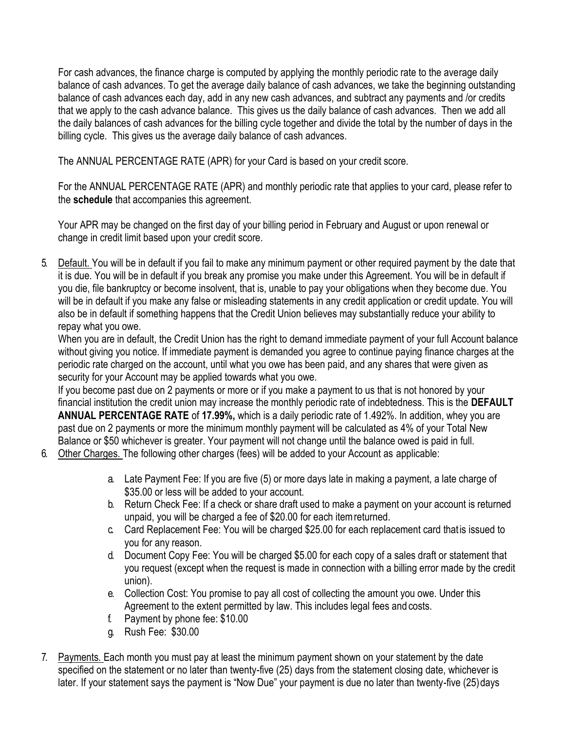For cash advances, the finance charge is computed by applying the monthly periodic rate to the average daily balance of cash advances. To get the average daily balance of cash advances, we take the beginning outstanding balance of cash advances each day, add in any new cash advances, and subtract any payments and /or credits that we apply to the cash advance balance. This gives us the daily balance of cash advances. Then we add all the daily balances of cash advances for the billing cycle together and divide the total by the number of days in the billing cycle. This gives us the average daily balance of cash advances.

The ANNUAL PERCENTAGE RATE (APR) for your Card is based on your credit score.

For the ANNUAL PERCENTAGE RATE (APR) and monthly periodic rate that applies to your card, please refer to the **schedule** that accompanies this agreement.

Your APR may be changed on the first day of your billing period in February and August or upon renewal or change in credit limit based upon your credit score.

5. Default. You will be in default if you fail to make any minimum payment or other required payment by the date that it is due. You will be in default if you break any promise you make under this Agreement. You will be in default if you die, file bankruptcy or become insolvent, that is, unable to pay your obligations when they become due. You will be in default if you make any false or misleading statements in any credit application or credit update. You will also be in default if something happens that the Credit Union believes may substantially reduce your ability to repay what you owe.
   When you are in default, the Credit Union has the right to demand immediate payment of your full Account balance without giving you notice. If immediate payment is demanded you agree to continue paying finance charges at the periodic rate charged on the account, until what you owe has been paid, and any shares that were given as security for your Account may be applied towards what you owe.
   If you become past due on 2 payments or more or if you make a payment to us that is not honored by your financial institution the credit union may increase the monthly periodic rate of indebtedness. This is the **DEFAULT ANNUAL PERCENTAGE RATE** of **17.99%,** which is a daily periodic rate of 1.492%. In addition, whey you are past due on 2 payments or more the minimum monthly payment will be calculated as 4% of your Total New Balance or $50 whichever is greater. Your payment will not change until the balance owed is paid in full.
6. Other Charges. The following other charges (fees) will be added to your Account as applicable:
   a. Late Payment Fee: If you are five (5) or more days late in making a payment, a late charge of $35.00 or less will be added to your account.
   b. Return Check Fee: If a check or share draft used to make a payment on your account is returned unpaid, you will be charged a fee of $20.00 for each item returned.
   c. Card Replacement Fee: You will be charged $25.00 for each replacement card that is issued to you for any reason.
   d. Document Copy Fee: You will be charged $5.00 for each copy of a sales draft or statement that you request (except when the request is made in connection with a billing error made by the credit union).
   e. Collection Cost: You promise to pay all cost of collecting the amount you owe. Under this Agreement to the extent permitted by law. This includes legal fees and costs.
   f. Payment by phone fee: $10.00
   g. Rush Fee: $30.00
7. Payments. Each month you must pay at least the minimum payment shown on your statement by the date specified on the statement or no later than twenty-five (25) days from the statement closing date, whichever is later. If your statement says the payment is "Now Due" your payment is due no later than twenty-five (25) days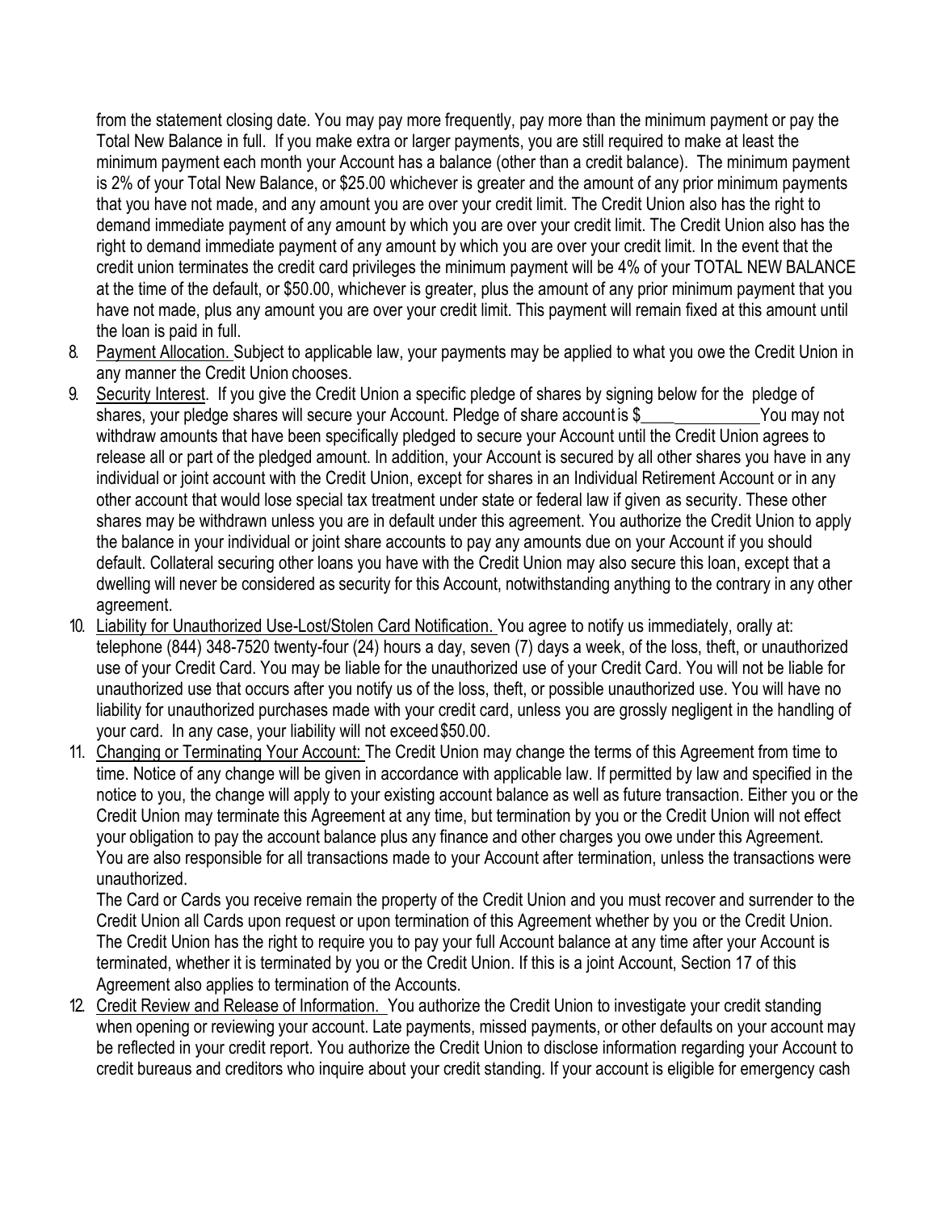from the statement closing date. You may pay more frequently, pay more than the minimum payment or pay the Total New Balance in full. If you make extra or larger payments, you are still required to make at least the minimum payment each month your Account has a balance (other than a credit balance). The minimum payment is 2% of your Total New Balance, or $25.00 whichever is greater and the amount of any prior minimum payments that you have not made, and any amount you are over your credit limit. The Credit Union also has the right to demand immediate payment of any amount by which you are over your credit limit. The Credit Union also has the right to demand immediate payment of any amount by which you are over your credit limit. In the event that the credit union terminates the credit card privileges the minimum payment will be 4% of your TOTAL NEW BALANCE at the time of the default, or $50.00, whichever is greater, plus the amount of any prior minimum payment that you have not made, plus any amount you are over your credit limit. This payment will remain fixed at this amount until the loan is paid in full.

8. <u>Payment Allocation.</u> Subject to applicable law, your payments may be applied to what you owe the Credit Union in any manner the Credit Union chooses.
9. <u>Security Interest</u>. If you give the Credit Union a specific pledge of shares by signing below for the pledge of shares, your pledge shares will secure your Account. Pledge of share account is $______________ You may not withdraw amounts that have been specifically pledged to secure your Account until the Credit Union agrees to release all or part of the pledged amount. In addition, your Account is secured by all other shares you have in any individual or joint account with the Credit Union, except for shares in an Individual Retirement Account or in any other account that would lose special tax treatment under state or federal law if given as security. These other shares may be withdrawn unless you are in default under this agreement. You authorize the Credit Union to apply the balance in your individual or joint share accounts to pay any amounts due on your Account if you should default. Collateral securing other loans you have with the Credit Union may also secure this loan, except that a dwelling will never be considered as security for this Account, notwithstanding anything to the contrary in any other agreement.
10. <u>Liability for Unauthorized Use-Lost/Stolen Card Notification.</u> You agree to notify us immediately, orally at: telephone (844) 348-7520 twenty-four (24) hours a day, seven (7) days a week, of the loss, theft, or unauthorized use of your Credit Card. You may be liable for the unauthorized use of your Credit Card. You will not be liable for unauthorized use that occurs after you notify us of the loss, theft, or possible unauthorized use. You will have no liability for unauthorized purchases made with your credit card, unless you are grossly negligent in the handling of your card. In any case, your liability will not exceed $50.00.
11. <u>Changing or Terminating Your Account:</u> The Credit Union may change the terms of this Agreement from time to time. Notice of any change will be given in accordance with applicable law. If permitted by law and specified in the notice to you, the change will apply to your existing account balance as well as future transaction. Either you or the Credit Union may terminate this Agreement at any time, but termination by you or the Credit Union will not effect your obligation to pay the account balance plus any finance and other charges you owe under this Agreement. You are also responsible for all transactions made to your Account after termination, unless the transactions were unauthorized.

    The Card or Cards you receive remain the property of the Credit Union and you must recover and surrender to the Credit Union all Cards upon request or upon termination of this Agreement whether by you or the Credit Union. The Credit Union has the right to require you to pay your full Account balance at any time after your Account is terminated, whether it is terminated by you or the Credit Union. If this is a joint Account, Section 17 of this Agreement also applies to termination of the Accounts.
12. <u>Credit Review and Release of Information.</u> You authorize the Credit Union to investigate your credit standing when opening or reviewing your account. Late payments, missed payments, or other defaults on your account may be reflected in your credit report. You authorize the Credit Union to disclose information regarding your Account to credit bureaus and creditors who inquire about your credit standing. If your account is eligible for emergency cash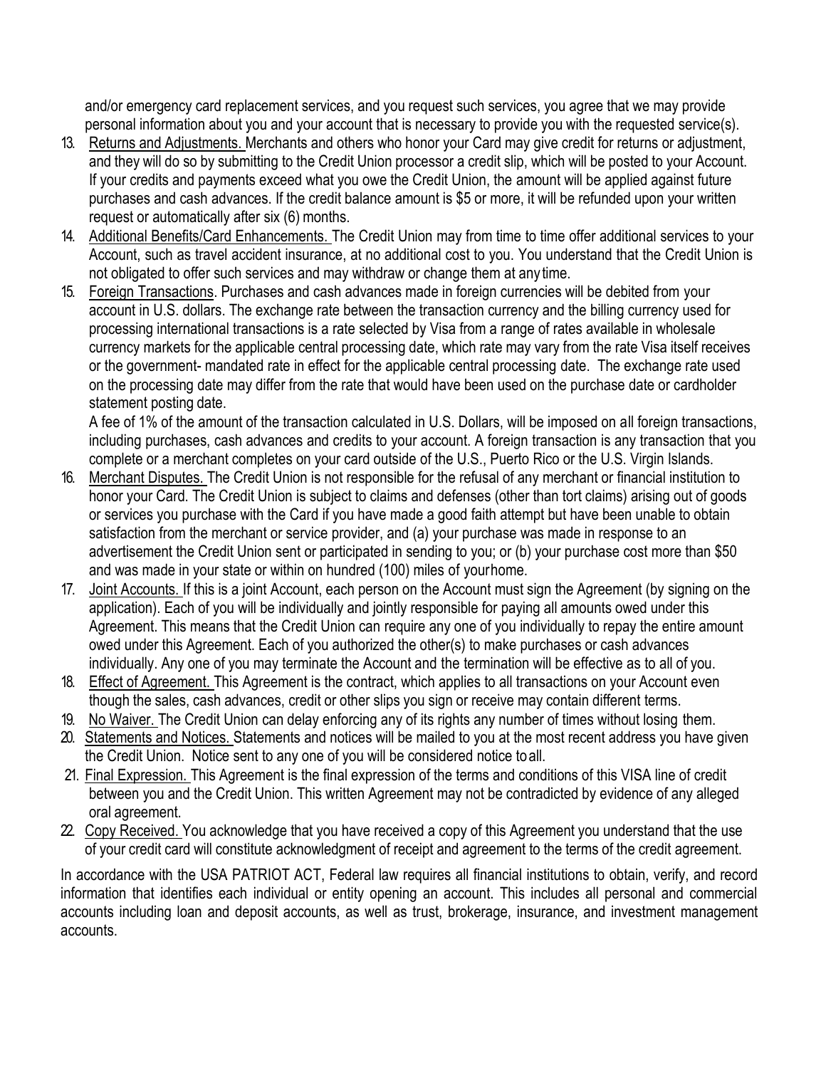and/or emergency card replacement services, and you request such services, you agree that we may provide personal information about you and your account that is necessary to provide you with the requested service(s).

13. <u>Returns and Adjustments.</u> Merchants and others who honor your Card may give credit for returns or adjustment, and they will do so by submitting to the Credit Union processor a credit slip, which will be posted to your Account. If your credits and payments exceed what you owe the Credit Union, the amount will be applied against future purchases and cash advances. If the credit balance amount is $5 or more, it will be refunded upon your written request or automatically after six (6) months.
14. <u>Additional Benefits/Card Enhancements.</u> The Credit Union may from time to time offer additional services to your Account, such as travel accident insurance, at no additional cost to you. You understand that the Credit Union is not obligated to offer such services and may withdraw or change them at any time.
15. <u>Foreign Transactions</u>. Purchases and cash advances made in foreign currencies will be debited from your account in U.S. dollars. The exchange rate between the transaction currency and the billing currency used for processing international transactions is a rate selected by Visa from a range of rates available in wholesale currency markets for the applicable central processing date, which rate may vary from the rate Visa itself receives or the government- mandated rate in effect for the applicable central processing date. The exchange rate used on the processing date may differ from the rate that would have been used on the purchase date or cardholder statement posting date.

    A fee of 1% of the amount of the transaction calculated in U.S. Dollars, will be imposed on all foreign transactions, including purchases, cash advances and credits to your account. A foreign transaction is any transaction that you complete or a merchant completes on your card outside of the U.S., Puerto Rico or the U.S. Virgin Islands.
16. <u>Merchant Disputes.</u> The Credit Union is not responsible for the refusal of any merchant or financial institution to honor your Card. The Credit Union is subject to claims and defenses (other than tort claims) arising out of goods or services you purchase with the Card if you have made a good faith attempt but have been unable to obtain satisfaction from the merchant or service provider, and (a) your purchase was made in response to an advertisement the Credit Union sent or participated in sending to you; or (b) your purchase cost more than $50 and was made in your state or within on hundred (100) miles of your home.
17. <u>Joint Accounts.</u> If this is a joint Account, each person on the Account must sign the Agreement (by signing on the application). Each of you will be individually and jointly responsible for paying all amounts owed under this Agreement. This means that the Credit Union can require any one of you individually to repay the entire amount owed under this Agreement. Each of you authorized the other(s) to make purchases or cash advances individually. Any one of you may terminate the Account and the termination will be effective as to all of you.
18. <u>Effect of Agreement.</u> This Agreement is the contract, which applies to all transactions on your Account even though the sales, cash advances, credit or other slips you sign or receive may contain different terms.
19. <u>No Waiver.</u> The Credit Union can delay enforcing any of its rights any number of times without losing them.
20. <u>Statements and Notices.</u> Statements and notices will be mailed to you at the most recent address you have given the Credit Union. Notice sent to any one of you will be considered notice to all.
21. <u>Final Expression.</u> This Agreement is the final expression of the terms and conditions of this VISA line of credit between you and the Credit Union. This written Agreement may not be contradicted by evidence of any alleged oral agreement.
22. <u>Copy Received.</u> You acknowledge that you have received a copy of this Agreement you understand that the use of your credit card will constitute acknowledgment of receipt and agreement to the terms of the credit agreement.

In accordance with the USA PATRIOT ACT, Federal law requires all financial institutions to obtain, verify, and record information that identifies each individual or entity opening an account. This includes all personal and commercial accounts including loan and deposit accounts, as well as trust, brokerage, insurance, and investment management accounts.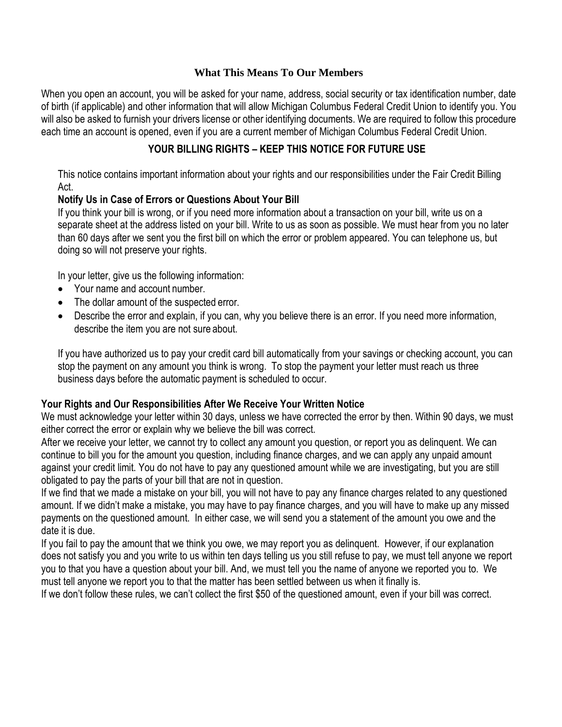## What This Means To Our Members

When you open an account, you will be asked for your name, address, social security or tax identification number, date of birth (if applicable) and other information that will allow Michigan Columbus Federal Credit Union to identify you. You will also be asked to furnish your drivers license or other identifying documents. We are required to follow this procedure each time an account is opened, even if you are a current member of Michigan Columbus Federal Credit Union.

## YOUR BILLING RIGHTS – KEEP THIS NOTICE FOR FUTURE USE

This notice contains important information about your rights and our responsibilities under the Fair Credit Billing Act.

### Notify Us in Case of Errors or Questions About Your Bill

If you think your bill is wrong, or if you need more information about a transaction on your bill, write us on a separate sheet at the address listed on your bill. Write to us as soon as possible. We must hear from you no later than 60 days after we sent you the first bill on which the error or problem appeared. You can telephone us, but doing so will not preserve your rights.

In your letter, give us the following information:

- Your name and account number.
- The dollar amount of the suspected error.
- Describe the error and explain, if you can, why you believe there is an error. If you need more information, describe the item you are not sure about.

If you have authorized us to pay your credit card bill automatically from your savings or checking account, you can stop the payment on any amount you think is wrong. To stop the payment your letter must reach us three business days before the automatic payment is scheduled to occur.

### Your Rights and Our Responsibilities After We Receive Your Written Notice

We must acknowledge your letter within 30 days, unless we have corrected the error by then. Within 90 days, we must either correct the error or explain why we believe the bill was correct.

After we receive your letter, we cannot try to collect any amount you question, or report you as delinquent. We can continue to bill you for the amount you question, including finance charges, and we can apply any unpaid amount against your credit limit. You do not have to pay any questioned amount while we are investigating, but you are still obligated to pay the parts of your bill that are not in question.

If we find that we made a mistake on your bill, you will not have to pay any finance charges related to any questioned amount. If we didn't make a mistake, you may have to pay finance charges, and you will have to make up any missed payments on the questioned amount. In either case, we will send you a statement of the amount you owe and the date it is due.

If you fail to pay the amount that we think you owe, we may report you as delinquent. However, if our explanation does not satisfy you and you write to us within ten days telling us you still refuse to pay, we must tell anyone we report you to that you have a question about your bill. And, we must tell you the name of anyone we reported you to. We must tell anyone we report you to that the matter has been settled between us when it finally is.

If we don't follow these rules, we can't collect the first $50 of the questioned amount, even if your bill was correct.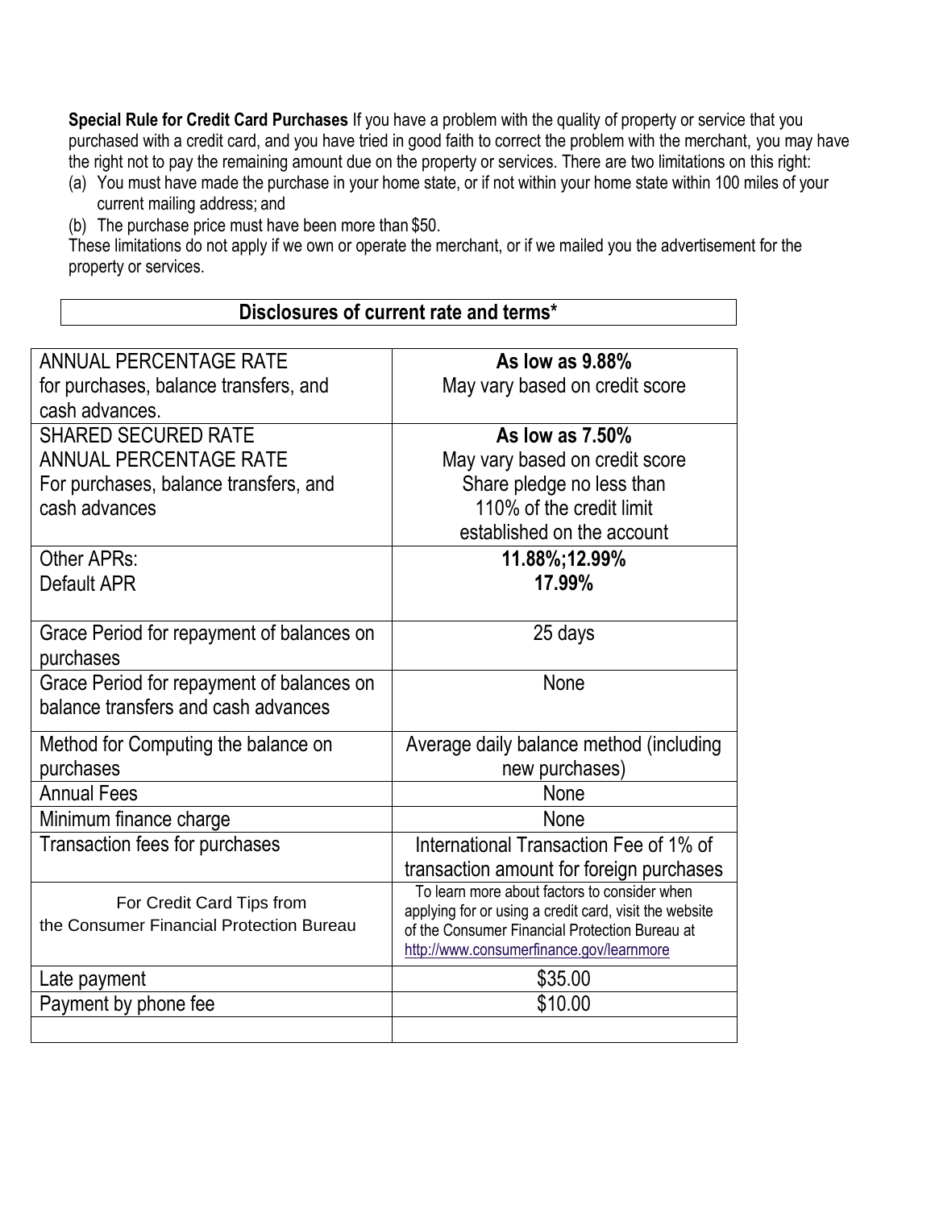**Special Rule for Credit Card Purchases** If you have a problem with the quality of property or service that you purchased with a credit card, and you have tried in good faith to correct the problem with the merchant, you may have the right not to pay the remaining amount due on the property or services. There are two limitations on this right:

(a) You must have made the purchase in your home state, or if not within your home state within 100 miles of your current mailing address; and

(b) The purchase price must have been more than $50.

These limitations do not apply if we own or operate the merchant, or if we mailed you the advertisement for the property or services.

## Disclosures of current rate and terms*

| | |
|---|---|
| ANNUAL PERCENTAGE RATE for purchases, balance transfers, and cash advances. | **As low as 9.88%** May vary based on credit score |
| SHARED SECURED RATE ANNUAL PERCENTAGE RATE For purchases, balance transfers, and cash advances | **As low as 7.50%** May vary based on credit score Share pledge no less than 110% of the credit limit established on the account |
| Other APRs: Default APR | **11.88%;12.99%** **17.99%** |
| Grace Period for repayment of balances on purchases | 25 days |
| Grace Period for repayment of balances on balance transfers and cash advances | None |
| Method for Computing the balance on purchases | Average daily balance method (including new purchases) |
| Annual Fees | None |
| Minimum finance charge | None |
| Transaction fees for purchases | International Transaction Fee of 1% of transaction amount for foreign purchases |
| For Credit Card Tips from the Consumer Financial Protection Bureau | To learn more about factors to consider when applying for or using a credit card, visit the website of the Consumer Financial Protection Bureau at http://www.consumerfinance.gov/learnmore |
| Late payment | $35.00 |
| Payment by phone fee | $10.00 |
| | |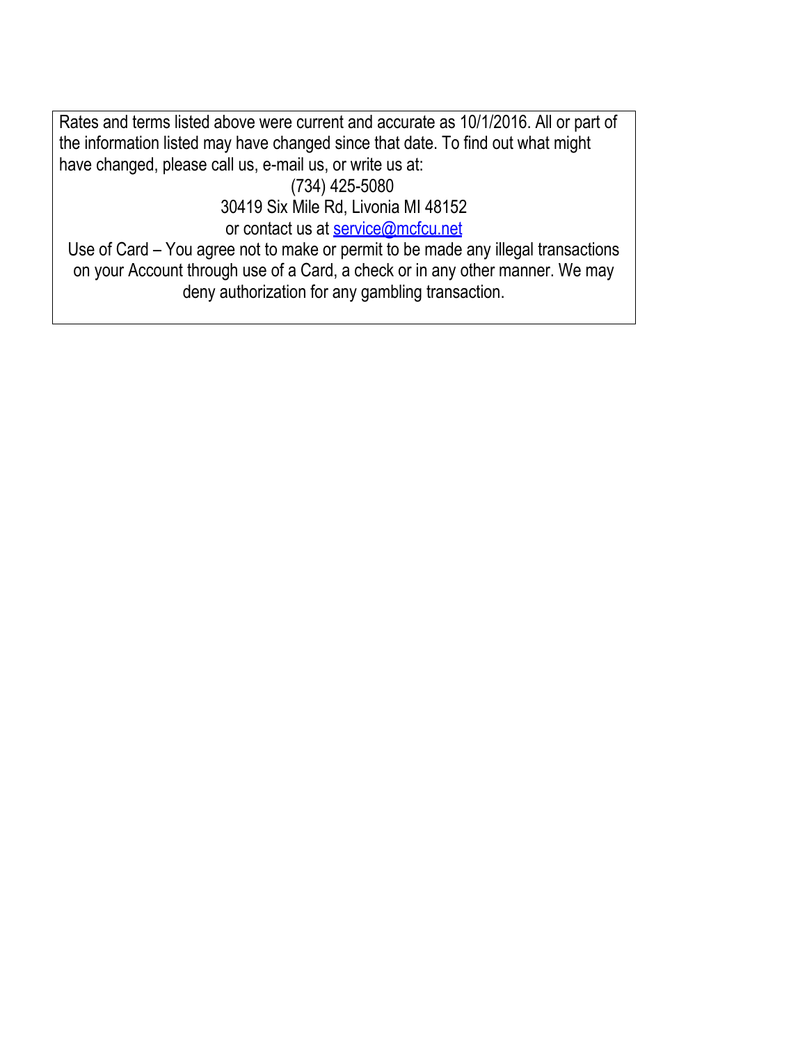Rates and terms listed above were current and accurate as 10/1/2016. All or part of the information listed may have changed since that date. To find out what might have changed, please call us, e-mail us, or write us at:

(734) 425-5080

30419 Six Mile Rd, Livonia MI 48152

or contact us at service@mcfcu.net

Use of Card – You agree not to make or permit to be made any illegal transactions on your Account through use of a Card, a check or in any other manner. We may deny authorization for any gambling transaction.